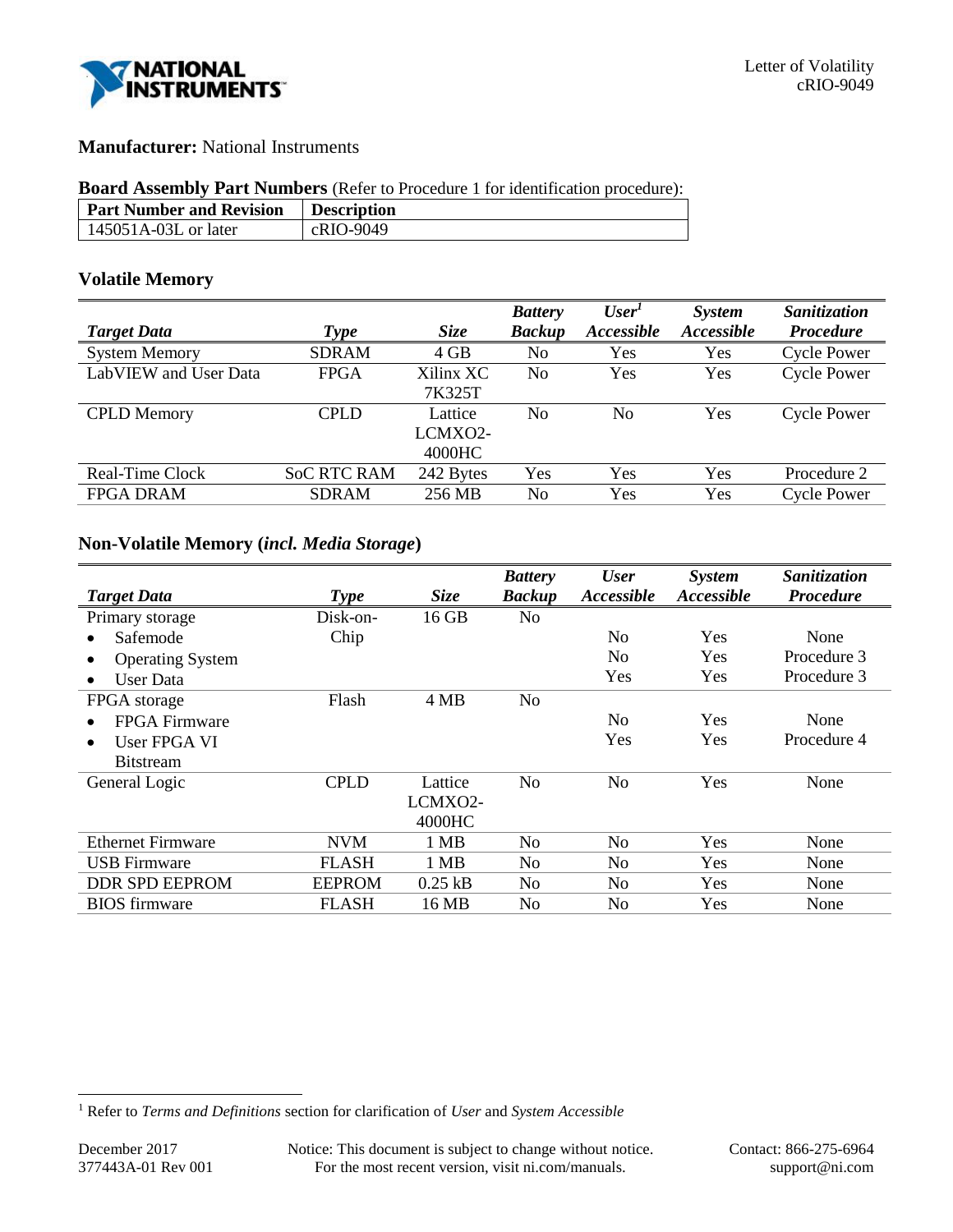Letter of Volatility
cRIO-9049

**Manufacturer:** National Instruments

**Board Assembly Part Numbers** (Refer to Procedure 1 for identification procedure):

| Part Number and Revision | Description |
|---|---|
| 145051A-03L or later | cRIO-9049 |

### Volatile Memory

| *Target Data* | *Type* | *Size* | *Battery Backup* | *User[1] Accessible* | *System Accessible* | *Sanitization Procedure* |
|---|---|---|---|---|---|---|
| System Memory | SDRAM | 4 GB | No | Yes | Yes | Cycle Power |
| LabVIEW and User Data | FPGA | Xilinx XC 7K325T | No | Yes | Yes | Cycle Power |
| CPLD Memory | CPLD | Lattice LCMXO2-4000HC | No | No | Yes | Cycle Power |
| Real-Time Clock | SoC RTC RAM | 242 Bytes | Yes | Yes | Yes | Procedure 2 |
| FPGA DRAM | SDRAM | 256 MB | No | Yes | Yes | Cycle Power |

### Non-Volatile Memory (*incl. Media Storage*)

| *Target Data* | *Type* | *Size* | *Battery Backup* | *User Accessible* | *System Accessible* | *Sanitization Procedure* |
|---|---|---|---|---|---|---|
| Primary storage | Disk-on-Chip | 16 GB | No | | | |
| • Safemode | | | | No | Yes | None |
| • Operating System | | | | No | Yes | Procedure 3 |
| • User Data | | | | Yes | Yes | Procedure 3 |
| FPGA storage | Flash | 4 MB | No | | | |
| • FPGA Firmware | | | | No | Yes | None |
| • User FPGA VI Bitstream | | | | Yes | Yes | Procedure 4 |
| General Logic | CPLD | Lattice LCMXO2-4000HC | No | No | Yes | None |
| Ethernet Firmware | NVM | 1 MB | No | No | Yes | None |
| USB Firmware | FLASH | 1 MB | No | No | Yes | None |
| DDR SPD EEPROM | EEPROM | 0.25 kB | No | No | Yes | None |
| BIOS firmware | FLASH | 16 MB | No | No | Yes | None |

[1] Refer to *Terms and Definitions* section for clarification of *User* and *System Accessible*

December 2017
377443A-01 Rev 001

Notice: This document is subject to change without notice.
For the most recent version, visit ni.com/manuals.

Contact: 866-275-6964
support@ni.com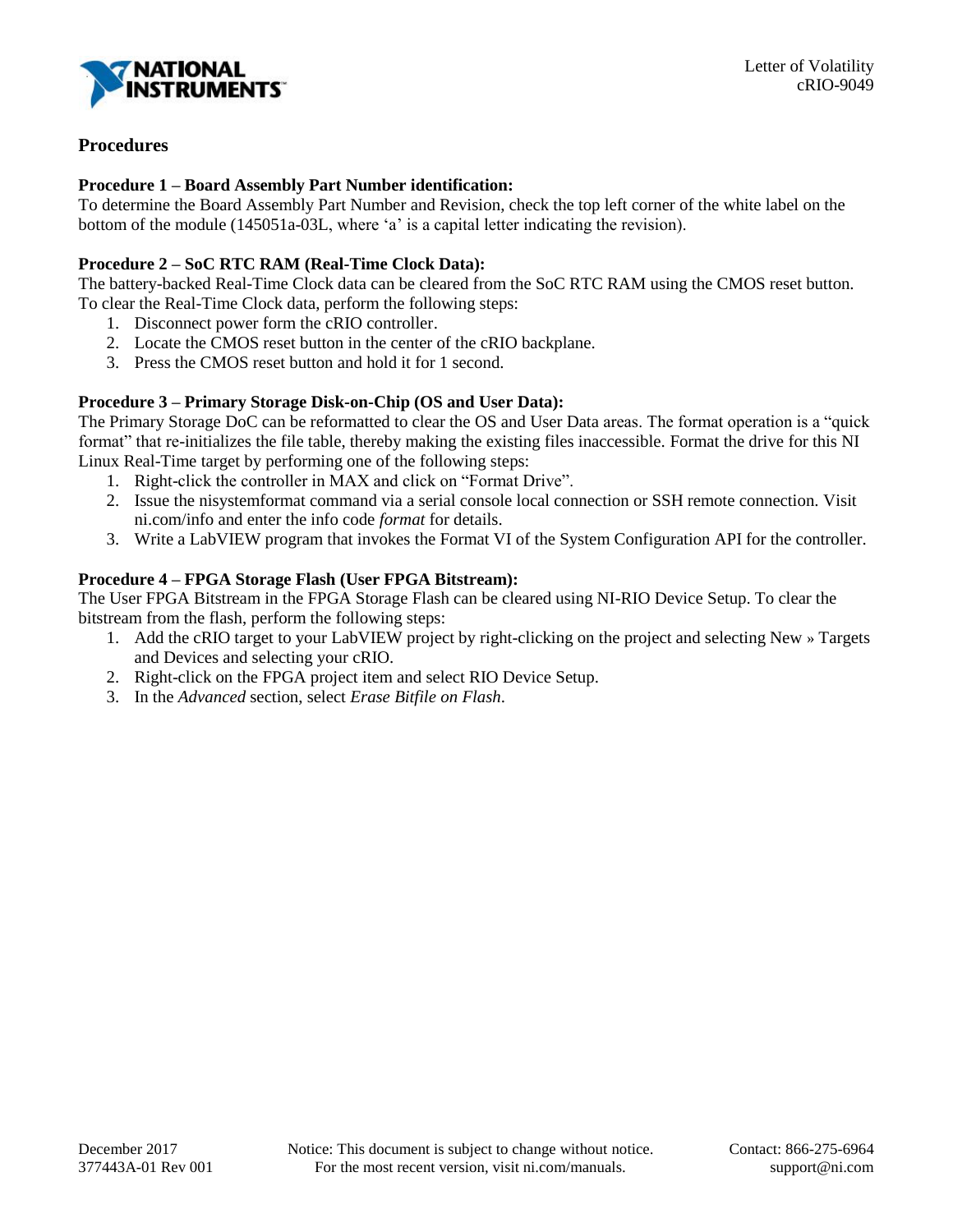## Procedures

**Procedure 1 – Board Assembly Part Number identification:**
To determine the Board Assembly Part Number and Revision, check the top left corner of the white label on the bottom of the module (145051a-03L, where 'a' is a capital letter indicating the revision).

**Procedure 2 – SoC RTC RAM (Real-Time Clock Data):**
The battery-backed Real-Time Clock data can be cleared from the SoC RTC RAM using the CMOS reset button. To clear the Real-Time Clock data, perform the following steps:

1. Disconnect power form the cRIO controller.
2. Locate the CMOS reset button in the center of the cRIO backplane.
3. Press the CMOS reset button and hold it for 1 second.

**Procedure 3 – Primary Storage Disk-on-Chip (OS and User Data):**
The Primary Storage DoC can be reformatted to clear the OS and User Data areas. The format operation is a "quick format" that re-initializes the file table, thereby making the existing files inaccessible. Format the drive for this NI Linux Real-Time target by performing one of the following steps:

1. Right-click the controller in MAX and click on "Format Drive".
2. Issue the nisystemformat command via a serial console local connection or SSH remote connection. Visit ni.com/info and enter the info code *format* for details.
3. Write a LabVIEW program that invokes the Format VI of the System Configuration API for the controller.

**Procedure 4 – FPGA Storage Flash (User FPGA Bitstream):**
The User FPGA Bitstream in the FPGA Storage Flash can be cleared using NI-RIO Device Setup. To clear the bitstream from the flash, perform the following steps:

1. Add the cRIO target to your LabVIEW project by right-clicking on the project and selecting New » Targets and Devices and selecting your cRIO.
2. Right-click on the FPGA project item and select RIO Device Setup.
3. In the *Advanced* section, select *Erase Bitfile on Flash*.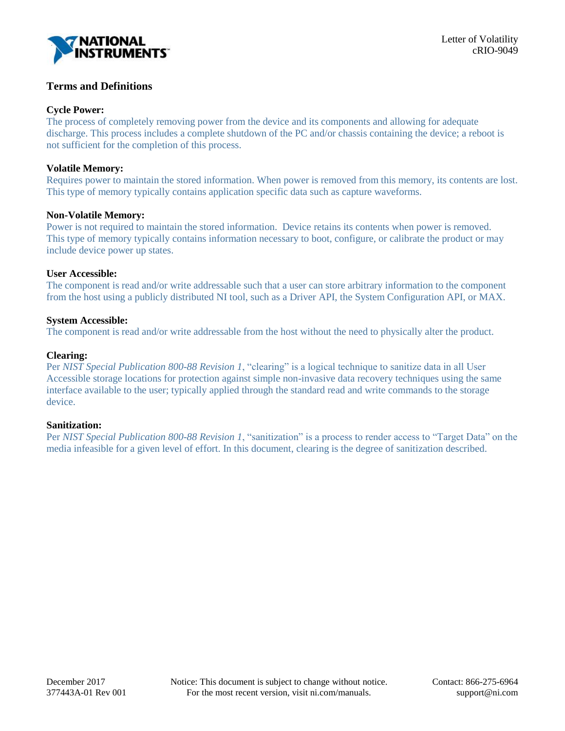## Terms and Definitions

**Cycle Power:**
The process of completely removing power from the device and its components and allowing for adequate discharge. This process includes a complete shutdown of the PC and/or chassis containing the device; a reboot is not sufficient for the completion of this process.

**Volatile Memory:**
Requires power to maintain the stored information. When power is removed from this memory, its contents are lost. This type of memory typically contains application specific data such as capture waveforms.

**Non-Volatile Memory:**
Power is not required to maintain the stored information. Device retains its contents when power is removed. This type of memory typically contains information necessary to boot, configure, or calibrate the product or may include device power up states.

**User Accessible:**
The component is read and/or write addressable such that a user can store arbitrary information to the component from the host using a publicly distributed NI tool, such as a Driver API, the System Configuration API, or MAX.

**System Accessible:**
The component is read and/or write addressable from the host without the need to physically alter the product.

**Clearing:**
Per *NIST Special Publication 800-88 Revision 1*, "clearing" is a logical technique to sanitize data in all User Accessible storage locations for protection against simple non-invasive data recovery techniques using the same interface available to the user; typically applied through the standard read and write commands to the storage device.

**Sanitization:**
Per *NIST Special Publication 800-88 Revision 1*, "sanitization" is a process to render access to "Target Data" on the media infeasible for a given level of effort. In this document, clearing is the degree of sanitization described.